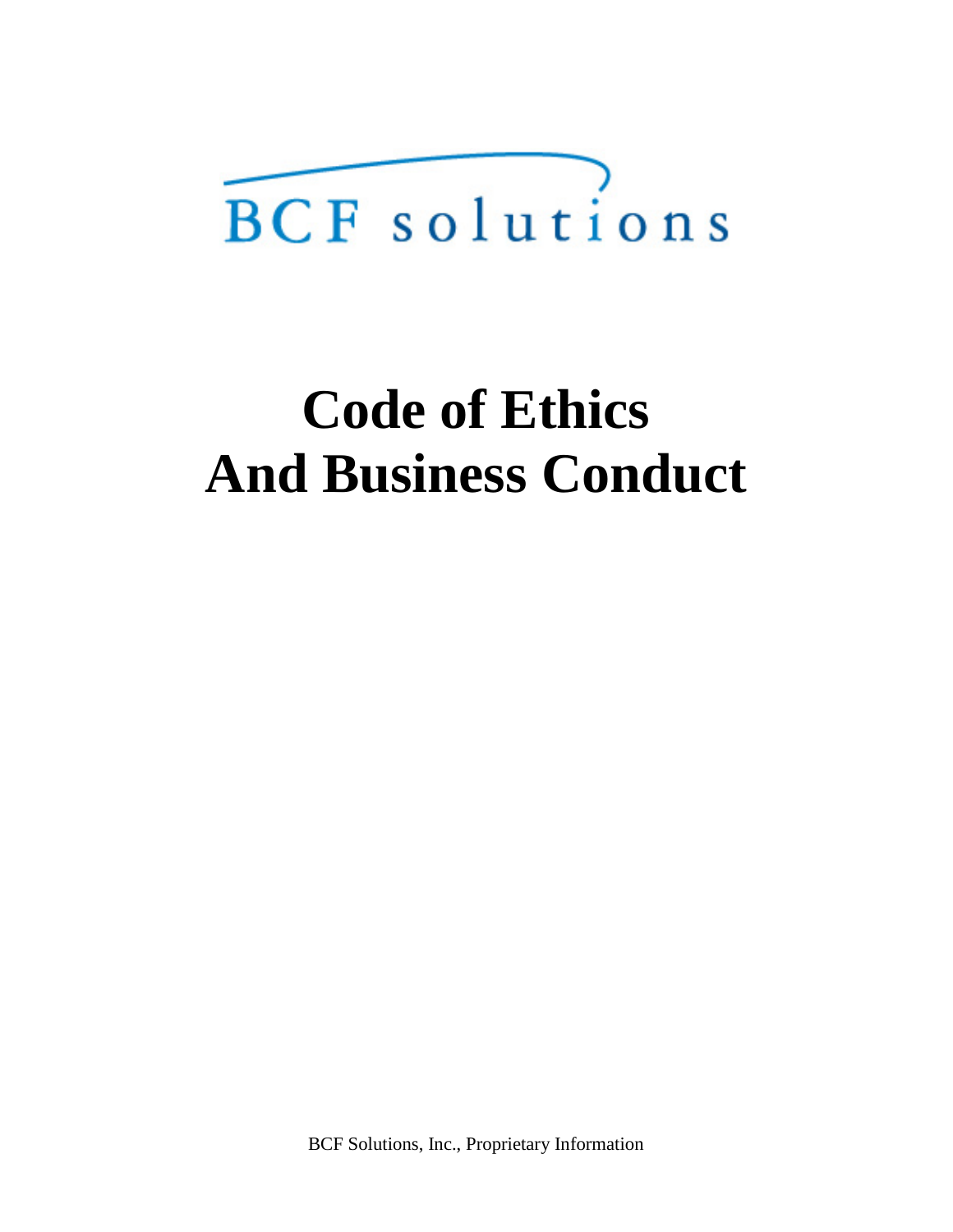BCF solutions

# Code of Ethics
# And Business Conduct

BCF Solutions, Inc., Proprietary Information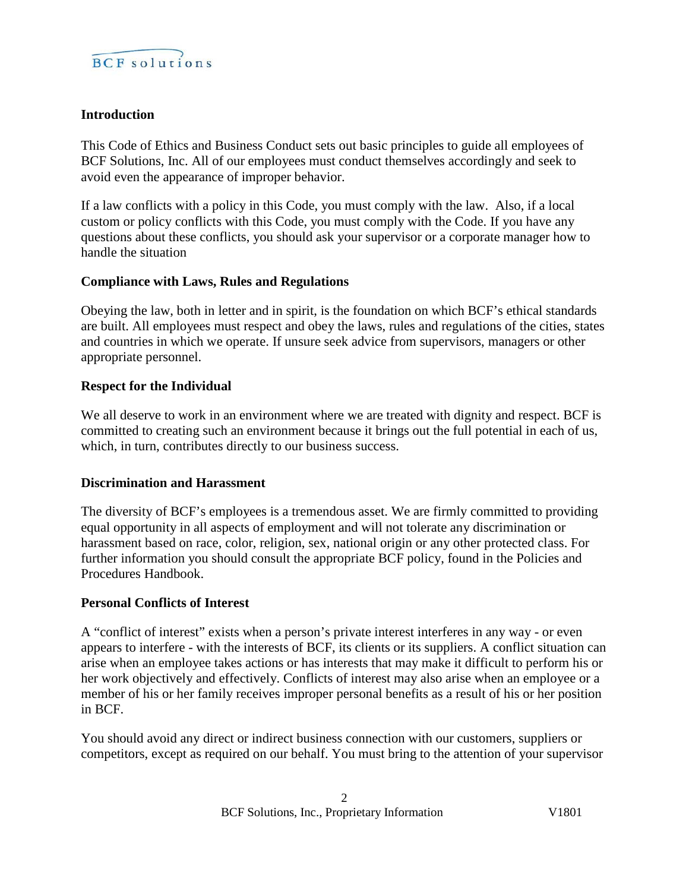## Introduction

This Code of Ethics and Business Conduct sets out basic principles to guide all employees of BCF Solutions, Inc. All of our employees must conduct themselves accordingly and seek to avoid even the appearance of improper behavior.

If a law conflicts with a policy in this Code, you must comply with the law. Also, if a local custom or policy conflicts with this Code, you must comply with the Code. If you have any questions about these conflicts, you should ask your supervisor or a corporate manager how to handle the situation

## Compliance with Laws, Rules and Regulations

Obeying the law, both in letter and in spirit, is the foundation on which BCF's ethical standards are built. All employees must respect and obey the laws, rules and regulations of the cities, states and countries in which we operate. If unsure seek advice from supervisors, managers or other appropriate personnel.

## Respect for the Individual

We all deserve to work in an environment where we are treated with dignity and respect. BCF is committed to creating such an environment because it brings out the full potential in each of us, which, in turn, contributes directly to our business success.

## Discrimination and Harassment

The diversity of BCF's employees is a tremendous asset. We are firmly committed to providing equal opportunity in all aspects of employment and will not tolerate any discrimination or harassment based on race, color, religion, sex, national origin or any other protected class. For further information you should consult the appropriate BCF policy, found in the Policies and Procedures Handbook.

## Personal Conflicts of Interest

A "conflict of interest" exists when a person's private interest interferes in any way - or even appears to interfere - with the interests of BCF, its clients or its suppliers. A conflict situation can arise when an employee takes actions or has interests that may make it difficult to perform his or her work objectively and effectively. Conflicts of interest may also arise when an employee or a member of his or her family receives improper personal benefits as a result of his or her position in BCF.

You should avoid any direct or indirect business connection with our customers, suppliers or competitors, except as required on our behalf. You must bring to the attention of your supervisor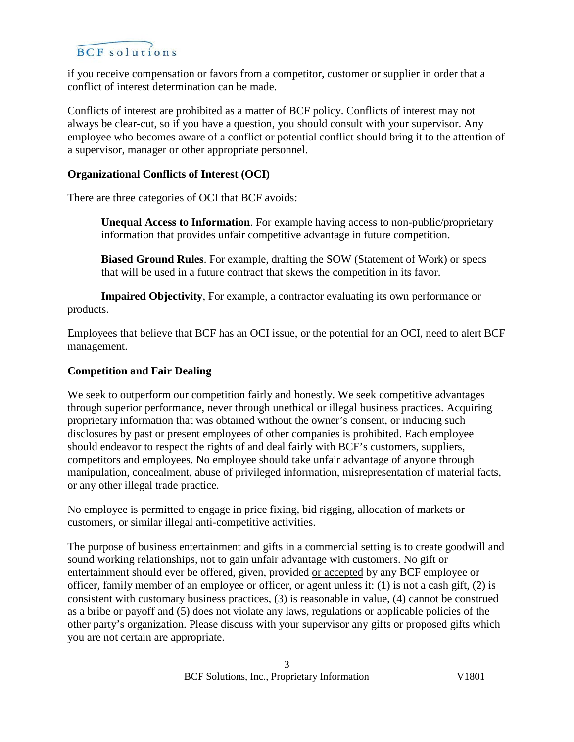if you receive compensation or favors from a competitor, customer or supplier in order that a conflict of interest determination can be made.

Conflicts of interest are prohibited as a matter of BCF policy. Conflicts of interest may not always be clear-cut, so if you have a question, you should consult with your supervisor. Any employee who becomes aware of a conflict or potential conflict should bring it to the attention of a supervisor, manager or other appropriate personnel.

**Organizational Conflicts of Interest (OCI)**

There are three categories of OCI that BCF avoids:

**Unequal Access to Information**. For example having access to non-public/proprietary information that provides unfair competitive advantage in future competition.

**Biased Ground Rules**. For example, drafting the SOW (Statement of Work) or specs that will be used in a future contract that skews the competition in its favor.

**Impaired Objectivity**, For example, a contractor evaluating its own performance or products.

Employees that believe that BCF has an OCI issue, or the potential for an OCI, need to alert BCF management.

**Competition and Fair Dealing**

We seek to outperform our competition fairly and honestly. We seek competitive advantages through superior performance, never through unethical or illegal business practices. Acquiring proprietary information that was obtained without the owner's consent, or inducing such disclosures by past or present employees of other companies is prohibited. Each employee should endeavor to respect the rights of and deal fairly with BCF's customers, suppliers, competitors and employees. No employee should take unfair advantage of anyone through manipulation, concealment, abuse of privileged information, misrepresentation of material facts, or any other illegal trade practice.

No employee is permitted to engage in price fixing, bid rigging, allocation of markets or customers, or similar illegal anti-competitive activities.

The purpose of business entertainment and gifts in a commercial setting is to create goodwill and sound working relationships, not to gain unfair advantage with customers. No gift or entertainment should ever be offered, given, provided <u>or accepted</u> by any BCF employee or officer, family member of an employee or officer, or agent unless it: (1) is not a cash gift, (2) is consistent with customary business practices, (3) is reasonable in value, (4) cannot be construed as a bribe or payoff and (5) does not violate any laws, regulations or applicable policies of the other party's organization. Please discuss with your supervisor any gifts or proposed gifts which you are not certain are appropriate.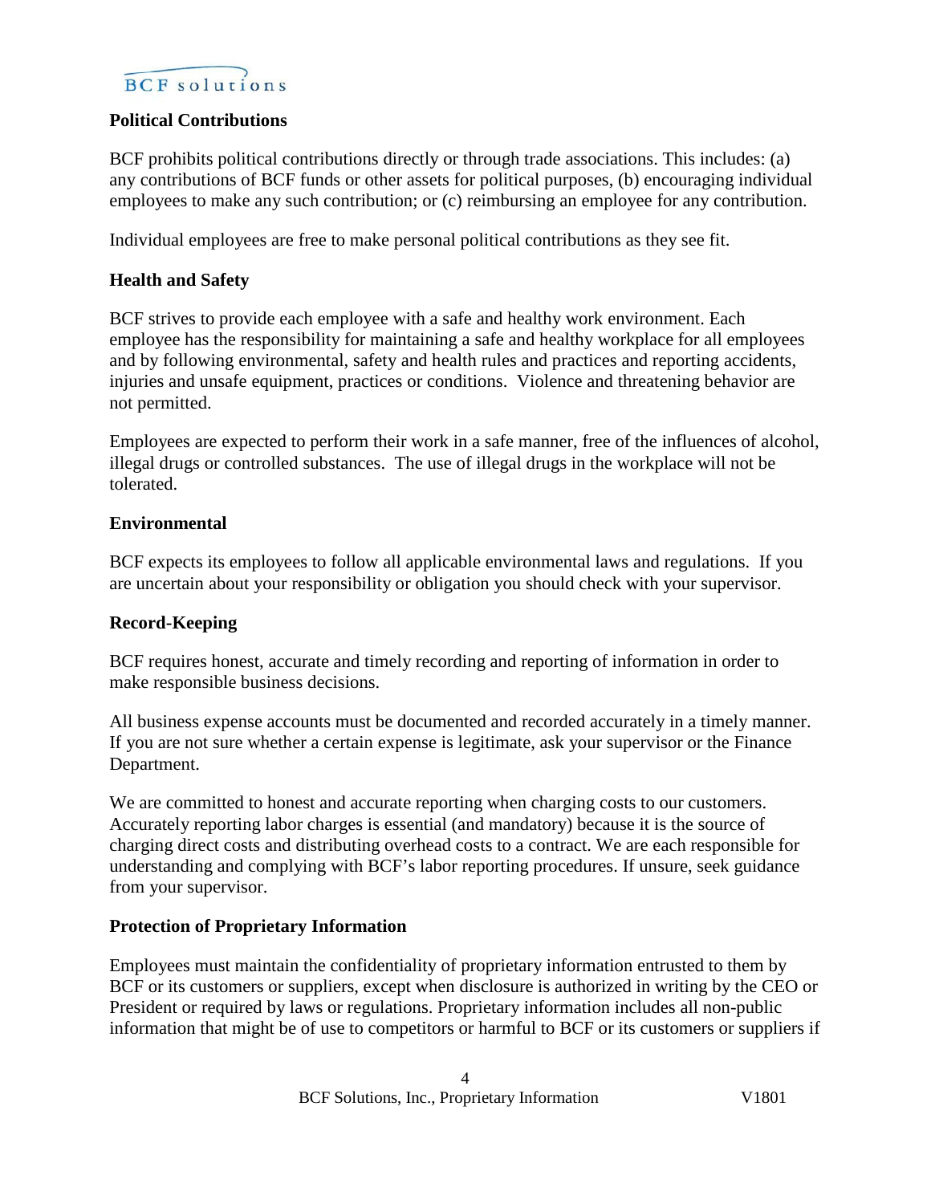## Political Contributions

BCF prohibits political contributions directly or through trade associations. This includes: (a) any contributions of BCF funds or other assets for political purposes, (b) encouraging individual employees to make any such contribution; or (c) reimbursing an employee for any contribution.

Individual employees are free to make personal political contributions as they see fit.

## Health and Safety

BCF strives to provide each employee with a safe and healthy work environment. Each employee has the responsibility for maintaining a safe and healthy workplace for all employees and by following environmental, safety and health rules and practices and reporting accidents, injuries and unsafe equipment, practices or conditions. Violence and threatening behavior are not permitted.

Employees are expected to perform their work in a safe manner, free of the influences of alcohol, illegal drugs or controlled substances. The use of illegal drugs in the workplace will not be tolerated.

## Environmental

BCF expects its employees to follow all applicable environmental laws and regulations. If you are uncertain about your responsibility or obligation you should check with your supervisor.

## Record-Keeping

BCF requires honest, accurate and timely recording and reporting of information in order to make responsible business decisions.

All business expense accounts must be documented and recorded accurately in a timely manner. If you are not sure whether a certain expense is legitimate, ask your supervisor or the Finance Department.

We are committed to honest and accurate reporting when charging costs to our customers. Accurately reporting labor charges is essential (and mandatory) because it is the source of charging direct costs and distributing overhead costs to a contract. We are each responsible for understanding and complying with BCF's labor reporting procedures. If unsure, seek guidance from your supervisor.

## Protection of Proprietary Information

Employees must maintain the confidentiality of proprietary information entrusted to them by BCF or its customers or suppliers, except when disclosure is authorized in writing by the CEO or President or required by laws or regulations. Proprietary information includes all non-public information that might be of use to competitors or harmful to BCF or its customers or suppliers if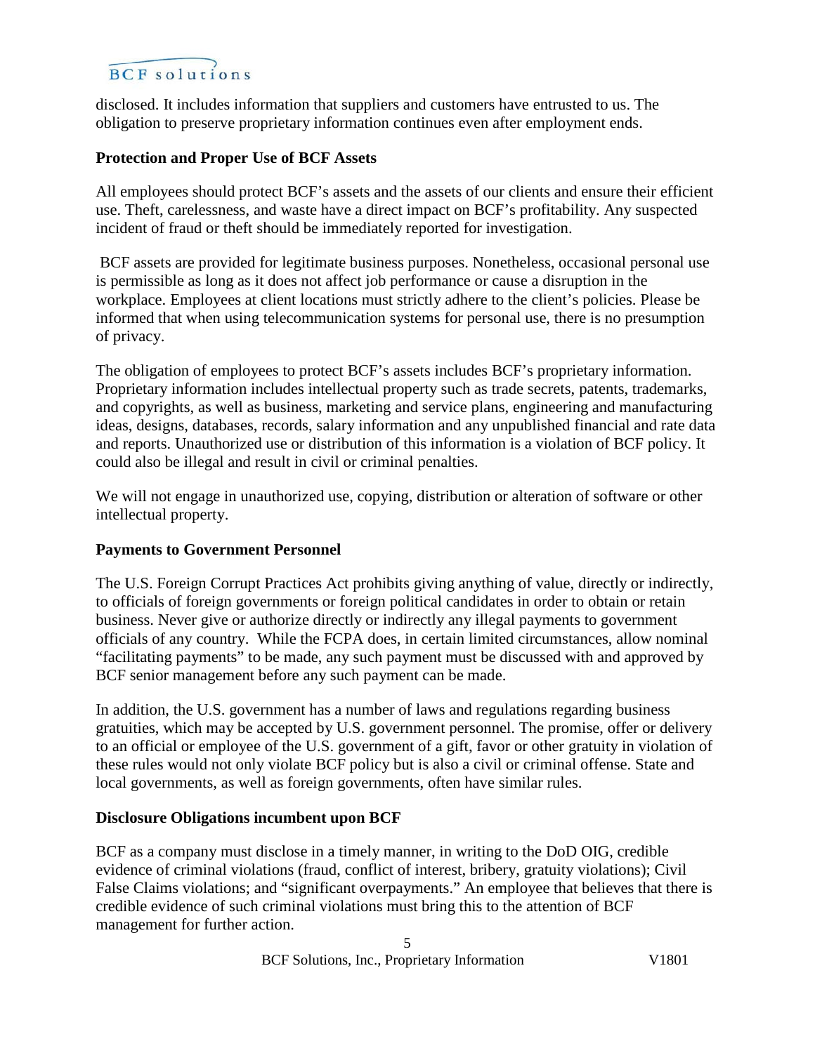disclosed. It includes information that suppliers and customers have entrusted to us. The obligation to preserve proprietary information continues even after employment ends.

### Protection and Proper Use of BCF Assets

All employees should protect BCF's assets and the assets of our clients and ensure their efficient use. Theft, carelessness, and waste have a direct impact on BCF's profitability. Any suspected incident of fraud or theft should be immediately reported for investigation.

BCF assets are provided for legitimate business purposes. Nonetheless, occasional personal use is permissible as long as it does not affect job performance or cause a disruption in the workplace. Employees at client locations must strictly adhere to the client's policies. Please be informed that when using telecommunication systems for personal use, there is no presumption of privacy.

The obligation of employees to protect BCF's assets includes BCF's proprietary information. Proprietary information includes intellectual property such as trade secrets, patents, trademarks, and copyrights, as well as business, marketing and service plans, engineering and manufacturing ideas, designs, databases, records, salary information and any unpublished financial and rate data and reports. Unauthorized use or distribution of this information is a violation of BCF policy. It could also be illegal and result in civil or criminal penalties.

We will not engage in unauthorized use, copying, distribution or alteration of software or other intellectual property.

### Payments to Government Personnel

The U.S. Foreign Corrupt Practices Act prohibits giving anything of value, directly or indirectly, to officials of foreign governments or foreign political candidates in order to obtain or retain business. Never give or authorize directly or indirectly any illegal payments to government officials of any country. While the FCPA does, in certain limited circumstances, allow nominal "facilitating payments" to be made, any such payment must be discussed with and approved by BCF senior management before any such payment can be made.

In addition, the U.S. government has a number of laws and regulations regarding business gratuities, which may be accepted by U.S. government personnel. The promise, offer or delivery to an official or employee of the U.S. government of a gift, favor or other gratuity in violation of these rules would not only violate BCF policy but is also a civil or criminal offense. State and local governments, as well as foreign governments, often have similar rules.

### Disclosure Obligations incumbent upon BCF

BCF as a company must disclose in a timely manner, in writing to the DoD OIG, credible evidence of criminal violations (fraud, conflict of interest, bribery, gratuity violations); Civil False Claims violations; and "significant overpayments." An employee that believes that there is credible evidence of such criminal violations must bring this to the attention of BCF management for further action.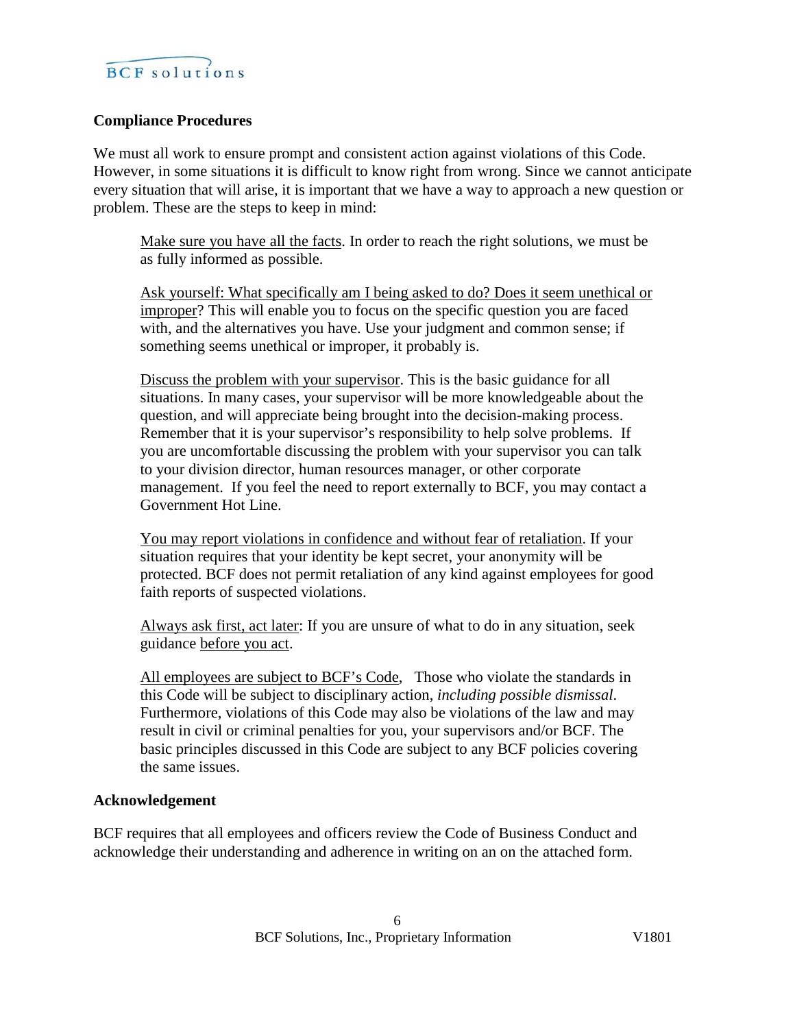## Compliance Procedures

We must all work to ensure prompt and consistent action against violations of this Code. However, in some situations it is difficult to know right from wrong. Since we cannot anticipate every situation that will arise, it is important that we have a way to approach a new question or problem. These are the steps to keep in mind:

> <u>Make sure you have all the facts</u>. In order to reach the right solutions, we must be as fully informed as possible.
>
> <u>Ask yourself: What specifically am I being asked to do? Does it seem unethical or improper</u>? This will enable you to focus on the specific question you are faced with, and the alternatives you have. Use your judgment and common sense; if something seems unethical or improper, it probably is.
>
> <u>Discuss the problem with your supervisor</u>. This is the basic guidance for all situations. In many cases, your supervisor will be more knowledgeable about the question, and will appreciate being brought into the decision-making process. Remember that it is your supervisor's responsibility to help solve problems. If you are uncomfortable discussing the problem with your supervisor you can talk to your division director, human resources manager, or other corporate management. If you feel the need to report externally to BCF, you may contact a Government Hot Line.
>
> <u>You may report violations in confidence and without fear of retaliation</u>. If your situation requires that your identity be kept secret, your anonymity will be protected. BCF does not permit retaliation of any kind against employees for good faith reports of suspected violations.
>
> <u>Always ask first, act later</u>: If you are unsure of what to do in any situation, seek guidance <u>before you act</u>.
>
> <u>All employees are subject to BCF's Code</u>, Those who violate the standards in this Code will be subject to disciplinary action, *including possible dismissal*. Furthermore, violations of this Code may also be violations of the law and may result in civil or criminal penalties for you, your supervisors and/or BCF. The basic principles discussed in this Code are subject to any BCF policies covering the same issues.

## Acknowledgement

BCF requires that all employees and officers review the Code of Business Conduct and acknowledge their understanding and adherence in writing on an on the attached form.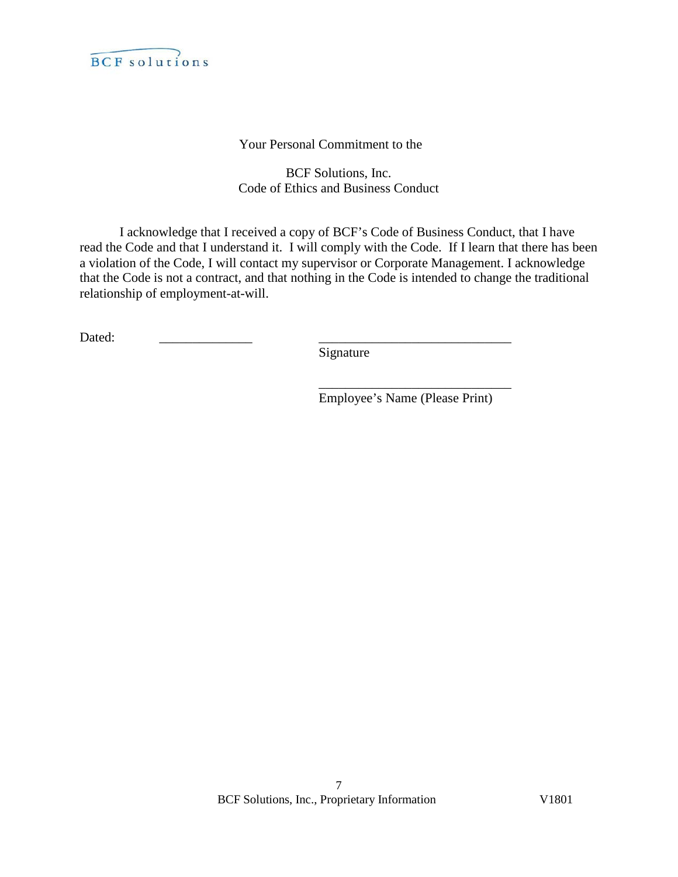BCF solutions

Your Personal Commitment to the

BCF Solutions, Inc.
Code of Ethics and Business Conduct

I acknowledge that I received a copy of BCF's Code of Business Conduct, that I have read the Code and that I understand it. I will comply with the Code. If I learn that there has been a violation of the Code, I will contact my supervisor or Corporate Management. I acknowledge that the Code is not a contract, and that nothing in the Code is intended to change the traditional relationship of employment-at-will.

Dated: ______________ _____________________________
Signature

_____________________________
Employee's Name (Please Print)